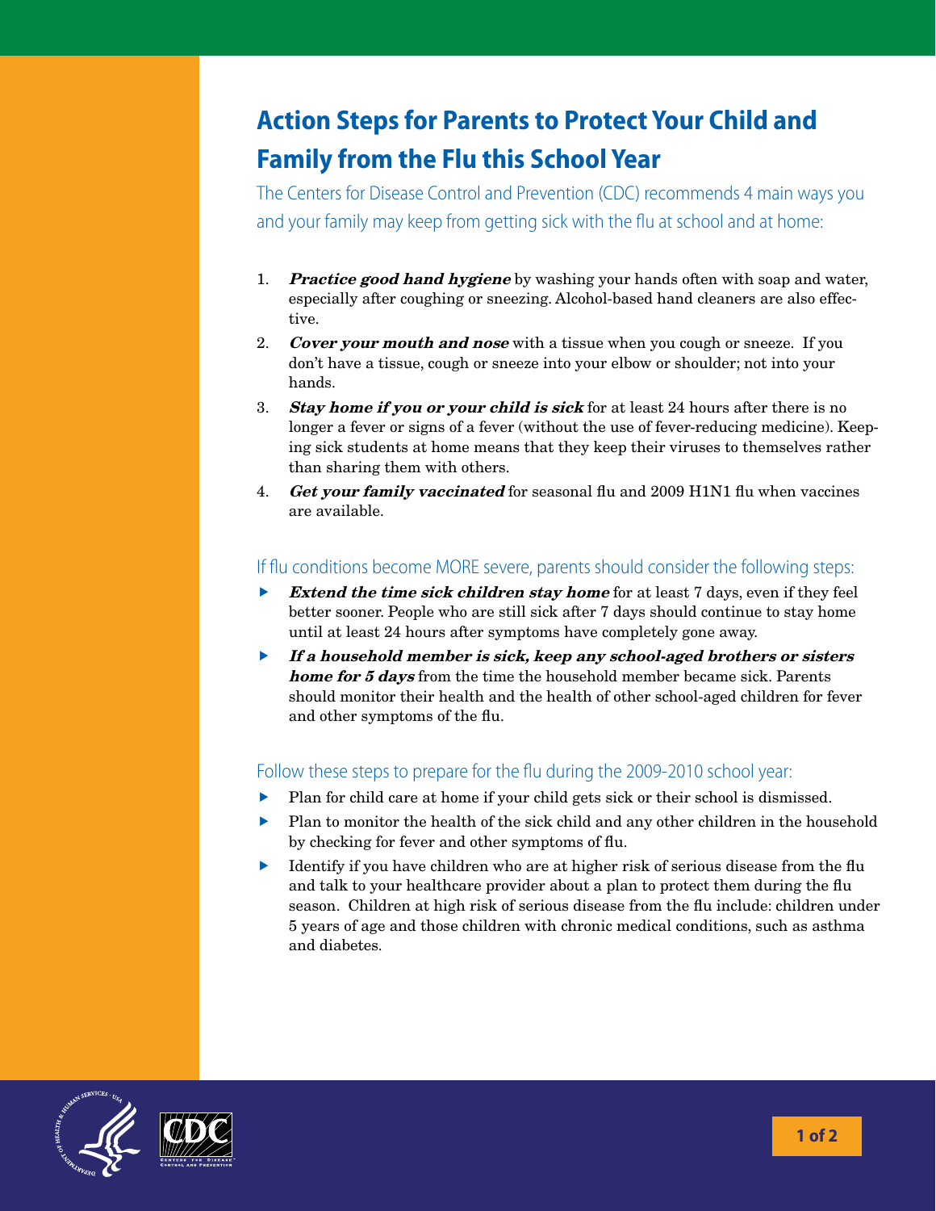# Action Steps for Parents to Protect Your Child and Family from the Flu this School Year

The Centers for Disease Control and Prevention (CDC) recommends 4 main ways you and your family may keep from getting sick with the flu at school and at home:

1. ***Practice good hand hygiene*** by washing your hands often with soap and water, especially after coughing or sneezing. Alcohol-based hand cleaners are also effective.
2. ***Cover your mouth and nose*** with a tissue when you cough or sneeze. If you don't have a tissue, cough or sneeze into your elbow or shoulder; not into your hands.
3. ***Stay home if you or your child is sick*** for at least 24 hours after there is no longer a fever or signs of a fever (without the use of fever-reducing medicine). Keeping sick students at home means that they keep their viruses to themselves rather than sharing them with others.
4. ***Get your family vaccinated*** for seasonal flu and 2009 H1N1 flu when vaccines are available.

## If flu conditions become MORE severe, parents should consider the following steps:

- ***Extend the time sick children stay home*** for at least 7 days, even if they feel better sooner. People who are still sick after 7 days should continue to stay home until at least 24 hours after symptoms have completely gone away.
- ***If a household member is sick, keep any school-aged brothers or sisters home for 5 days*** from the time the household member became sick. Parents should monitor their health and the health of other school-aged children for fever and other symptoms of the flu.

## Follow these steps to prepare for the flu during the 2009-2010 school year:

- Plan for child care at home if your child gets sick or their school is dismissed.
- Plan to monitor the health of the sick child and any other children in the household by checking for fever and other symptoms of flu.
- Identify if you have children who are at higher risk of serious disease from the flu and talk to your healthcare provider about a plan to protect them during the flu season. Children at high risk of serious disease from the flu include: children under 5 years of age and those children with chronic medical conditions, such as asthma and diabetes.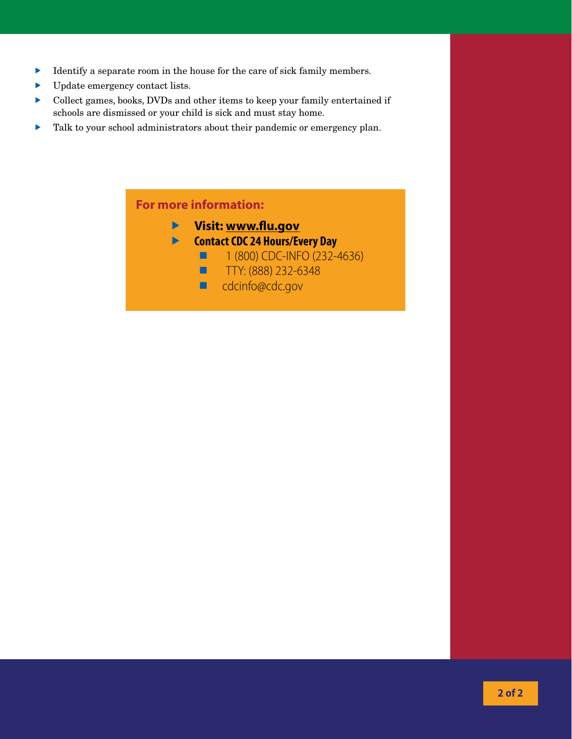- Identify a separate room in the house for the care of sick family members.
- Update emergency contact lists.
- Collect games, books, DVDs and other items to keep your family entertained if schools are dismissed or your child is sick and must stay home.
- Talk to your school administrators about their pandemic or emergency plan.

**For more information:**

- **Visit: www.flu.gov**
- **Contact CDC 24 Hours/Every Day**
  - 1 (800) CDC-INFO (232-4636)
  - TTY: (888) 232-6348
  - cdcinfo@cdc.gov